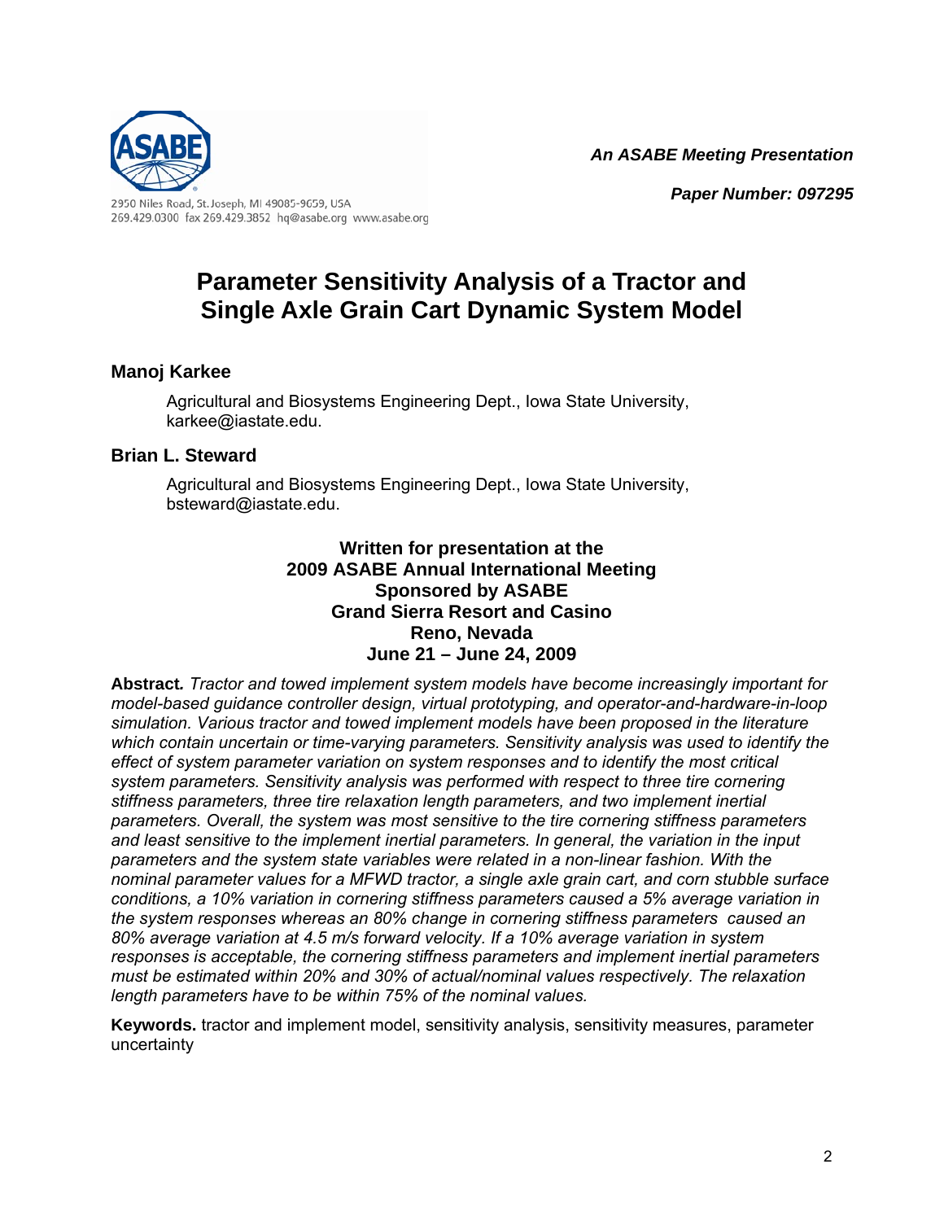**An ASABE Meeting Presentation**

**Paper Number: 097295**

2950 Niles Road, St. Joseph, MI 49085-9659, USA
269.429.0300 fax 269.429.3852 hq@asabe.org www.asabe.org

# Parameter Sensitivity Analysis of a Tractor and Single Axle Grain Cart Dynamic System Model

### Manoj Karkee

Agricultural and Biosystems Engineering Dept., Iowa State University, karkee@iastate.edu.

### Brian L. Steward

Agricultural and Biosystems Engineering Dept., Iowa State University, bsteward@iastate.edu.

**Written for presentation at the**
**2009 ASABE Annual International Meeting**
**Sponsored by ASABE**
**Grand Sierra Resort and Casino**
**Reno, Nevada**
**June 21 – June 24, 2009**

**Abstract.** *Tractor and towed implement system models have become increasingly important for model-based guidance controller design, virtual prototyping, and operator-and-hardware-in-loop simulation. Various tractor and towed implement models have been proposed in the literature which contain uncertain or time-varying parameters. Sensitivity analysis was used to identify the effect of system parameter variation on system responses and to identify the most critical system parameters. Sensitivity analysis was performed with respect to three tire cornering stiffness parameters, three tire relaxation length parameters, and two implement inertial parameters. Overall, the system was most sensitive to the tire cornering stiffness parameters and least sensitive to the implement inertial parameters. In general, the variation in the input parameters and the system state variables were related in a non-linear fashion. With the nominal parameter values for a MFWD tractor, a single axle grain cart, and corn stubble surface conditions, a 10% variation in cornering stiffness parameters caused a 5% average variation in the system responses whereas an 80% change in cornering stiffness parameters caused an 80% average variation at 4.5 m/s forward velocity. If a 10% average variation in system responses is acceptable, the cornering stiffness parameters and implement inertial parameters must be estimated within 20% and 30% of actual/nominal values respectively. The relaxation length parameters have to be within 75% of the nominal values.*

**Keywords.** tractor and implement model, sensitivity analysis, sensitivity measures, parameter uncertainty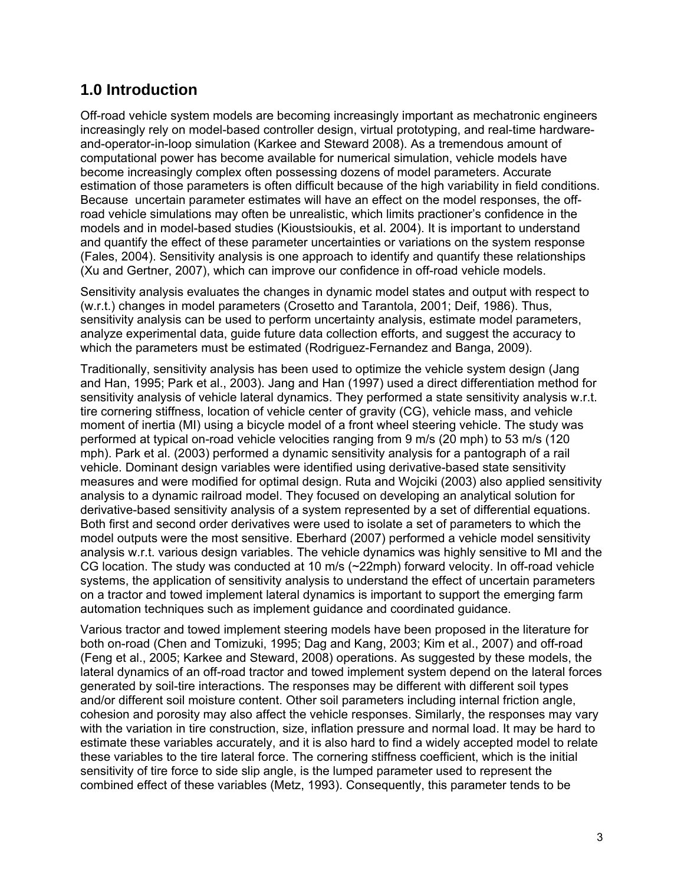## 1.0 Introduction

Off-road vehicle system models are becoming increasingly important as mechatronic engineers increasingly rely on model-based controller design, virtual prototyping, and real-time hardware-and-operator-in-loop simulation (Karkee and Steward 2008). As a tremendous amount of computational power has become available for numerical simulation, vehicle models have become increasingly complex often possessing dozens of model parameters. Accurate estimation of those parameters is often difficult because of the high variability in field conditions. Because uncertain parameter estimates will have an effect on the model responses, the off-road vehicle simulations may often be unrealistic, which limits practioner's confidence in the models and in model-based studies (Kioustsioukis, et al. 2004). It is important to understand and quantify the effect of these parameter uncertainties or variations on the system response (Fales, 2004). Sensitivity analysis is one approach to identify and quantify these relationships (Xu and Gertner, 2007), which can improve our confidence in off-road vehicle models.

Sensitivity analysis evaluates the changes in dynamic model states and output with respect to (w.r.t.) changes in model parameters (Crosetto and Tarantola, 2001; Deif, 1986). Thus, sensitivity analysis can be used to perform uncertainty analysis, estimate model parameters, analyze experimental data, guide future data collection efforts, and suggest the accuracy to which the parameters must be estimated (Rodriguez-Fernandez and Banga, 2009).

Traditionally, sensitivity analysis has been used to optimize the vehicle system design (Jang and Han, 1995; Park et al., 2003). Jang and Han (1997) used a direct differentiation method for sensitivity analysis of vehicle lateral dynamics. They performed a state sensitivity analysis w.r.t. tire cornering stiffness, location of vehicle center of gravity (CG), vehicle mass, and vehicle moment of inertia (MI) using a bicycle model of a front wheel steering vehicle. The study was performed at typical on-road vehicle velocities ranging from 9 m/s (20 mph) to 53 m/s (120 mph). Park et al. (2003) performed a dynamic sensitivity analysis for a pantograph of a rail vehicle. Dominant design variables were identified using derivative-based state sensitivity measures and were modified for optimal design. Ruta and Wojciki (2003) also applied sensitivity analysis to a dynamic railroad model. They focused on developing an analytical solution for derivative-based sensitivity analysis of a system represented by a set of differential equations. Both first and second order derivatives were used to isolate a set of parameters to which the model outputs were the most sensitive. Eberhard (2007) performed a vehicle model sensitivity analysis w.r.t. various design variables. The vehicle dynamics was highly sensitive to MI and the CG location. The study was conducted at 10 m/s (~22mph) forward velocity. In off-road vehicle systems, the application of sensitivity analysis to understand the effect of uncertain parameters on a tractor and towed implement lateral dynamics is important to support the emerging farm automation techniques such as implement guidance and coordinated guidance.

Various tractor and towed implement steering models have been proposed in the literature for both on-road (Chen and Tomizuki, 1995; Dag and Kang, 2003; Kim et al., 2007) and off-road (Feng et al., 2005; Karkee and Steward, 2008) operations. As suggested by these models, the lateral dynamics of an off-road tractor and towed implement system depend on the lateral forces generated by soil-tire interactions. The responses may be different with different soil types and/or different soil moisture content. Other soil parameters including internal friction angle, cohesion and porosity may also affect the vehicle responses. Similarly, the responses may vary with the variation in tire construction, size, inflation pressure and normal load. It may be hard to estimate these variables accurately, and it is also hard to find a widely accepted model to relate these variables to the tire lateral force. The cornering stiffness coefficient, which is the initial sensitivity of tire force to side slip angle, is the lumped parameter used to represent the combined effect of these variables (Metz, 1993). Consequently, this parameter tends to be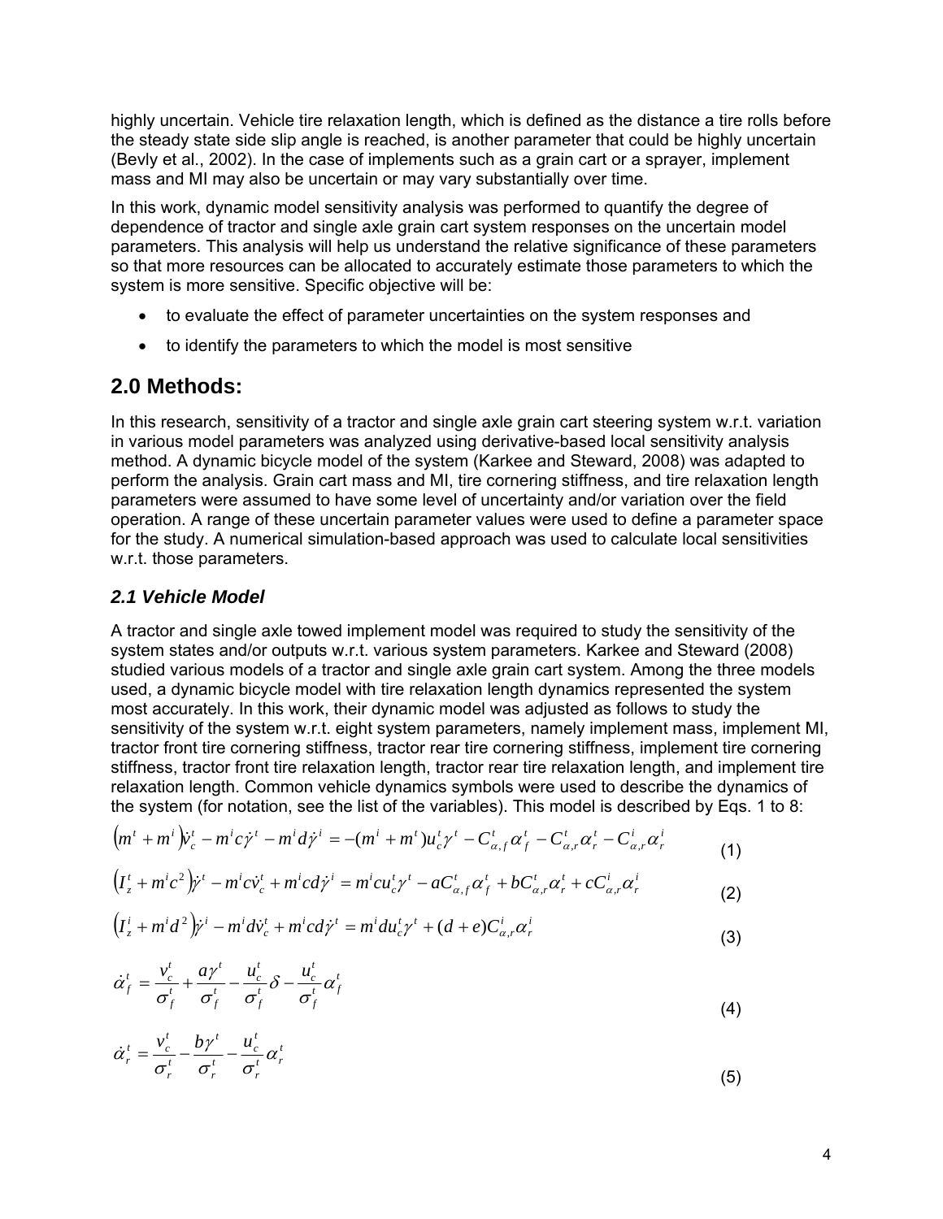highly uncertain. Vehicle tire relaxation length, which is defined as the distance a tire rolls before the steady state side slip angle is reached, is another parameter that could be highly uncertain (Bevly et al., 2002). In the case of implements such as a grain cart or a sprayer, implement mass and MI may also be uncertain or may vary substantially over time.

In this work, dynamic model sensitivity analysis was performed to quantify the degree of dependence of tractor and single axle grain cart system responses on the uncertain model parameters. This analysis will help us understand the relative significance of these parameters so that more resources can be allocated to accurately estimate those parameters to which the system is more sensitive. Specific objective will be:

- to evaluate the effect of parameter uncertainties on the system responses and
- to identify the parameters to which the model is most sensitive

## 2.0 Methods:

In this research, sensitivity of a tractor and single axle grain cart steering system w.r.t. variation in various model parameters was analyzed using derivative-based local sensitivity analysis method. A dynamic bicycle model of the system (Karkee and Steward, 2008) was adapted to perform the analysis. Grain cart mass and MI, tire cornering stiffness, and tire relaxation length parameters were assumed to have some level of uncertainty and/or variation over the field operation. A range of these uncertain parameter values were used to define a parameter space for the study. A numerical simulation-based approach was used to calculate local sensitivities w.r.t. those parameters.

### *2.1 Vehicle Model*

A tractor and single axle towed implement model was required to study the sensitivity of the system states and/or outputs w.r.t. various system parameters. Karkee and Steward (2008) studied various models of a tractor and single axle grain cart system. Among the three models used, a dynamic bicycle model with tire relaxation length dynamics represented the system most accurately. In this work, their dynamic model was adjusted as follows to study the sensitivity of the system w.r.t. eight system parameters, namely implement mass, implement MI, tractor front tire cornering stiffness, tractor rear tire cornering stiffness, implement tire cornering stiffness, tractor front tire relaxation length, tractor rear tire relaxation length, and implement tire relaxation length. Common vehicle dynamics symbols were used to describe the dynamics of the system (for notation, see the list of the variables). This model is described by Eqs. 1 to 8:

$$\left(m^t + m^i\right)\dot{v}_c^t - m^i c\dot{\gamma}^t - m^i d\dot{\gamma}^i = -(m^i + m^t)u_c^t\gamma^t - C_{\alpha,f}^t\alpha_f^t - C_{\alpha,r}^t\alpha_r^t - C_{\alpha,r}^i\alpha_r^i \tag{1}$$

$$\left(I_z^t + m^i c^2\right)\dot{\gamma}^t - m^i c\dot{v}_c^t + m^i cd\dot{\gamma}^i = m^i cu_c^t\gamma^t - aC_{\alpha,f}^t\alpha_f^t + bC_{\alpha,r}^t\alpha_r^t + cC_{\alpha,r}^i\alpha_r^i \tag{2}$$

$$\left(I_z^i + m^i d^2\right)\dot{\gamma}^i - m^i d\dot{v}_c^t + m^i cd\dot{\gamma}^t = m^i du_c^t\gamma^t + (d+e)C_{\alpha,r}^i\alpha_r^i \tag{3}$$

$$\dot{\alpha}_f^t = \frac{v_c^t}{\sigma_f^t} + \frac{a\gamma^t}{\sigma_f^t} - \frac{u_c^t}{\sigma_f^t}\delta - \frac{u_c^t}{\sigma_f^t}\alpha_f^t \tag{4}$$

$$\dot{\alpha}_r^t = \frac{v_c^t}{\sigma_r^t} - \frac{b\gamma^t}{\sigma_r^t} - \frac{u_c^t}{\sigma_r^t}\alpha_r^t \tag{5}$$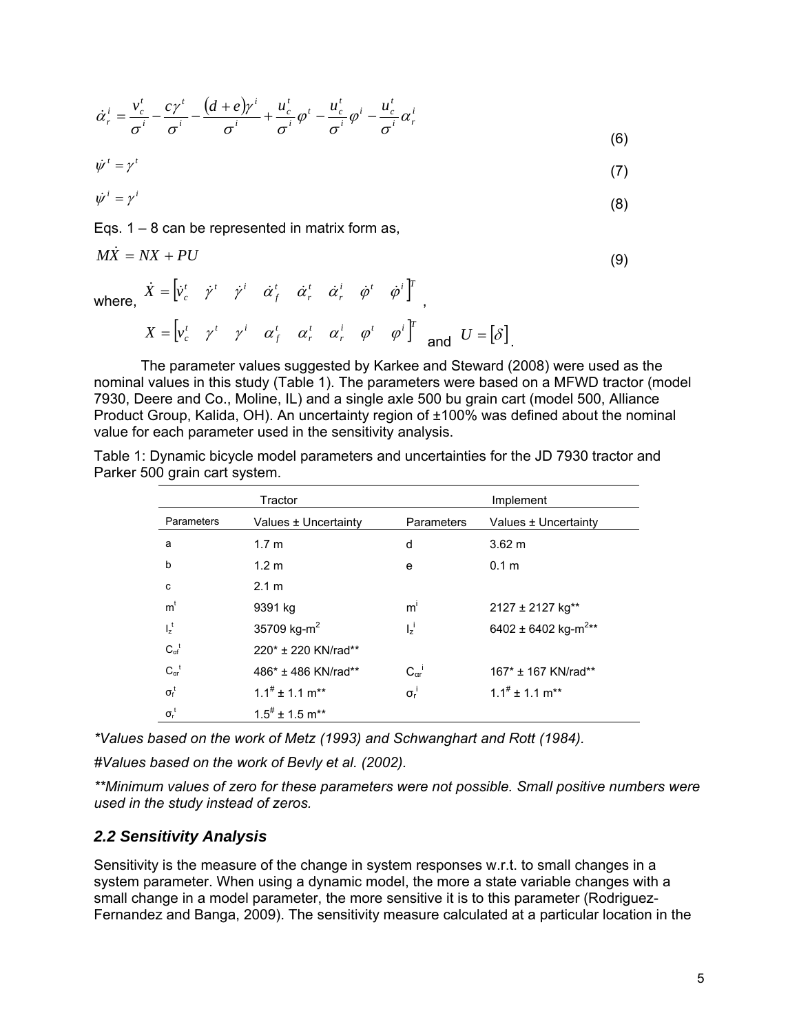$$\dot{\alpha}_r^i = \frac{v_c^t}{\sigma^i} - \frac{c\gamma^t}{\sigma^i} - \frac{(d+e)\gamma^i}{\sigma^i} + \frac{u_c^t}{\sigma^i}\varphi^t - \frac{u_c^t}{\sigma^i}\varphi^i - \frac{u_c^t}{\sigma^i}\alpha_r^i \tag{6}$$

$$\dot{\psi}^t = \gamma^t \tag{7}$$

$$\dot{\psi}^i = \gamma^i \tag{8}$$

Eqs. 1 – 8 can be represented in matrix form as,

$$M\dot{X} = NX + PU \tag{9}$$

where, $\dot{X} = \begin{bmatrix} \dot{v}_c^t & \dot{\gamma}^t & \dot{\gamma}^i & \dot{\alpha}_f^t & \dot{\alpha}_r^t & \dot{\alpha}_r^i & \dot{\varphi}^t & \dot{\varphi}^i \end{bmatrix}^T$,

$X = \begin{bmatrix} v_c^t & \gamma^t & \gamma^i & \alpha_f^t & \alpha_r^t & \alpha_r^i & \varphi^t & \varphi^i \end{bmatrix}^T$ and $U = [\delta]$.

The parameter values suggested by Karkee and Steward (2008) were used as the nominal values in this study (Table 1). The parameters were based on a MFWD tractor (model 7930, Deere and Co., Moline, IL) and a single axle 500 bu grain cart (model 500, Alliance Product Group, Kalida, OH). An uncertainty region of ±100% was defined about the nominal value for each parameter used in the sensitivity analysis.

Table 1: Dynamic bicycle model parameters and uncertainties for the JD 7930 tractor and Parker 500 grain cart system.

| Tractor | | Implement | |
|---|---|---|---|
| Parameters | Values ± Uncertainty | Parameters | Values ± Uncertainty |
| a | 1.7 m | d | 3.62 m |
| b | 1.2 m | e | 0.1 m |
| c | 2.1 m | | |
| $m^t$ | 9391 kg | $m^i$ | 2127 ± 2127 kg** |
| $I_z^t$ | 35709 kg-m$^2$ | $I_z^i$ | 6402 ± 6402 kg-m$^2$** |
| $C_{\alpha f}^t$ | 220* ± 220 KN/rad** | | |
| $C_{\alpha r}^t$ | 486* ± 486 KN/rad** | $C_{\alpha r}^i$ | 167* ± 167 KN/rad** |
| $\sigma_f^t$ | 1.1# ± 1.1 m** | $\sigma_r^i$ | 1.1# ± 1.1 m** |
| $\sigma_r^t$ | 1.5# ± 1.5 m** | | |

*\*Values based on the work of Metz (1993) and Schwanghart and Rott (1984).*

*#Values based on the work of Bevly et al. (2002).*

*\*\*Minimum values of zero for these parameters were not possible. Small positive numbers were used in the study instead of zeros.*

### *2.2 Sensitivity Analysis*

Sensitivity is the measure of the change in system responses w.r.t. to small changes in a system parameter. When using a dynamic model, the more a state variable changes with a small change in a model parameter, the more sensitive it is to this parameter (Rodriguez-Fernandez and Banga, 2009). The sensitivity measure calculated at a particular location in the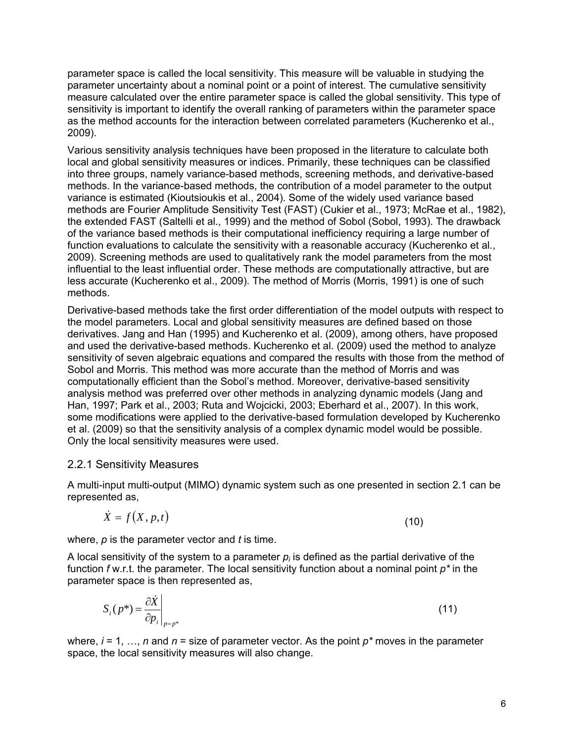parameter space is called the local sensitivity. This measure will be valuable in studying the parameter uncertainty about a nominal point or a point of interest. The cumulative sensitivity measure calculated over the entire parameter space is called the global sensitivity. This type of sensitivity is important to identify the overall ranking of parameters within the parameter space as the method accounts for the interaction between correlated parameters (Kucherenko et al., 2009).

Various sensitivity analysis techniques have been proposed in the literature to calculate both local and global sensitivity measures or indices. Primarily, these techniques can be classified into three groups, namely variance-based methods, screening methods, and derivative-based methods. In the variance-based methods, the contribution of a model parameter to the output variance is estimated (Kioutsioukis et al., 2004). Some of the widely used variance based methods are Fourier Amplitude Sensitivity Test (FAST) (Cukier et al., 1973; McRae et al., 1982), the extended FAST (Saltelli et al., 1999) and the method of Sobol (Sobol, 1993). The drawback of the variance based methods is their computational inefficiency requiring a large number of function evaluations to calculate the sensitivity with a reasonable accuracy (Kucherenko et al., 2009). Screening methods are used to qualitatively rank the model parameters from the most influential to the least influential order. These methods are computationally attractive, but are less accurate (Kucherenko et al., 2009). The method of Morris (Morris, 1991) is one of such methods.

Derivative-based methods take the first order differentiation of the model outputs with respect to the model parameters. Local and global sensitivity measures are defined based on those derivatives. Jang and Han (1995) and Kucherenko et al. (2009), among others, have proposed and used the derivative-based methods. Kucherenko et al. (2009) used the method to analyze sensitivity of seven algebraic equations and compared the results with those from the method of Sobol and Morris. This method was more accurate than the method of Morris and was computationally efficient than the Sobol's method. Moreover, derivative-based sensitivity analysis method was preferred over other methods in analyzing dynamic models (Jang and Han, 1997; Park et al., 2003; Ruta and Wojcicki, 2003; Eberhard et al., 2007). In this work, some modifications were applied to the derivative-based formulation developed by Kucherenko et al. (2009) so that the sensitivity analysis of a complex dynamic model would be possible. Only the local sensitivity measures were used.

### 2.2.1 Sensitivity Measures

A multi-input multi-output (MIMO) dynamic system such as one presented in section 2.1 can be represented as,

$$\dot{X} = f(X, p, t) \tag{10}$$

where, *p* is the parameter vector and *t* is time.

A local sensitivity of the system to a parameter $p_i$ is defined as the partial derivative of the function *f* w.r.t. the parameter. The local sensitivity function about a nominal point $p^*$ in the parameter space is then represented as,

$$S_i(p^*) = \left. \frac{\partial \dot{X}}{\partial p_i} \right|_{p=p^*} \tag{11}$$

where, $i = 1, \ldots, n$ and $n$ = size of parameter vector. As the point $p^*$ moves in the parameter space, the local sensitivity measures will also change.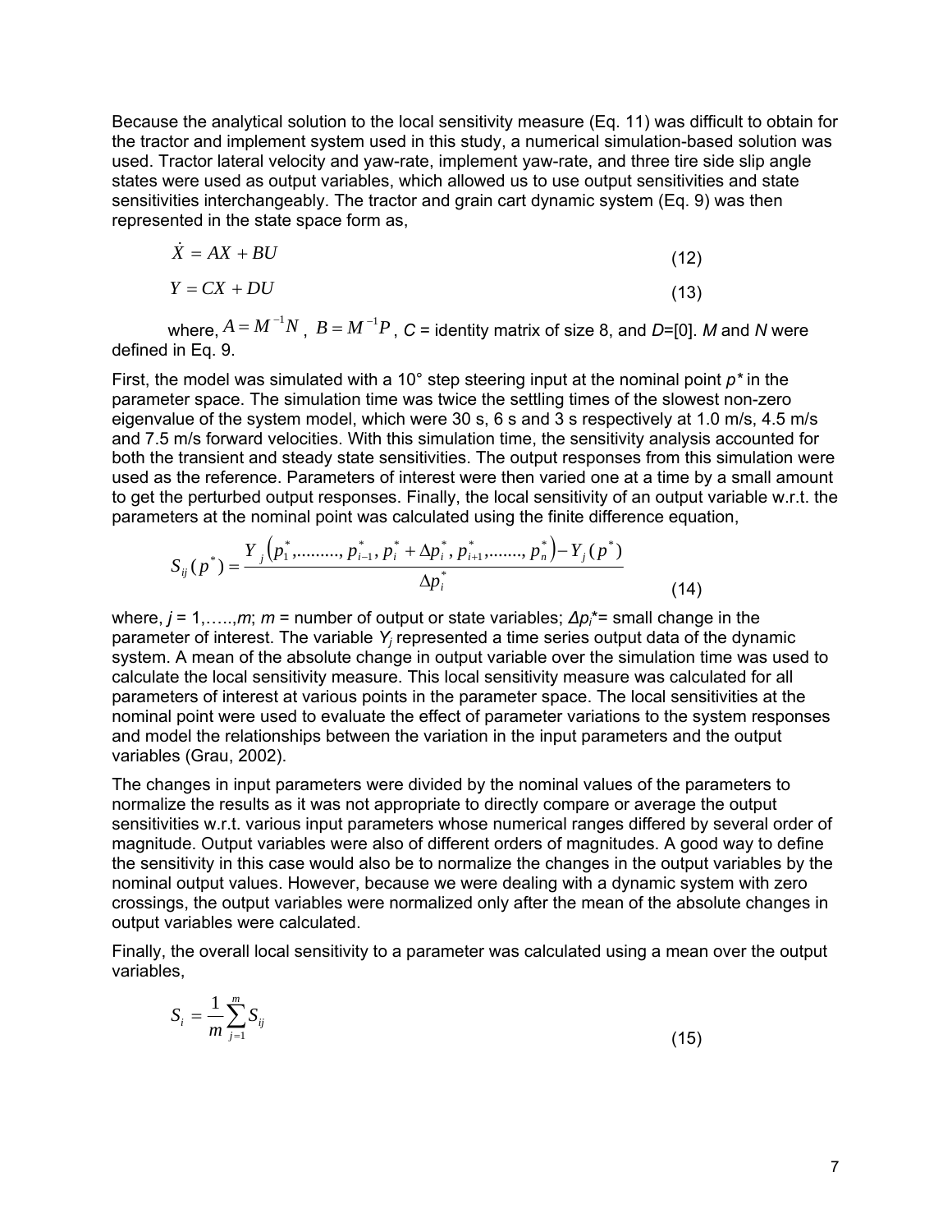Because the analytical solution to the local sensitivity measure (Eq. 11) was difficult to obtain for the tractor and implement system used in this study, a numerical simulation-based solution was used. Tractor lateral velocity and yaw-rate, implement yaw-rate, and three tire side slip angle states were used as output variables, which allowed us to use output sensitivities and state sensitivities interchangeably. The tractor and grain cart dynamic system (Eq. 9) was then represented in the state space form as,

$$\dot{X} = AX + BU \tag{12}$$

$$Y = CX + DU \tag{13}$$

where, $A = M^{-1}N$, $B = M^{-1}P$, $C$ = identity matrix of size 8, and $D$=[0]. $M$ and $N$ were defined in Eq. 9.

First, the model was simulated with a 10° step steering input at the nominal point $p^*$ in the parameter space. The simulation time was twice the settling times of the slowest non-zero eigenvalue of the system model, which were 30 s, 6 s and 3 s respectively at 1.0 m/s, 4.5 m/s and 7.5 m/s forward velocities. With this simulation time, the sensitivity analysis accounted for both the transient and steady state sensitivities. The output responses from this simulation were used as the reference. Parameters of interest were then varied one at a time by a small amount to get the perturbed output responses. Finally, the local sensitivity of an output variable w.r.t. the parameters at the nominal point was calculated using the finite difference equation,

$$S_{ij}(p^*) = \frac{Y_j\left(p_1^*, \ldots\ldots\ldots, p_{i-1}^*, p_i^* + \Delta p_i^*, p_{i+1}^*, \ldots\ldots\ldots, p_n^*\right) - Y_j(p^*)}{\Delta p_i^*} \tag{14}$$

where, $j$ = 1,…..,$m$; $m$ = number of output or state variables; $\Delta p_i^*$= small change in the parameter of interest. The variable $Y_j$ represented a time series output data of the dynamic system. A mean of the absolute change in output variable over the simulation time was used to calculate the local sensitivity measure. This local sensitivity measure was calculated for all parameters of interest at various points in the parameter space. The local sensitivities at the nominal point were used to evaluate the effect of parameter variations to the system responses and model the relationships between the variation in the input parameters and the output variables (Grau, 2002).

The changes in input parameters were divided by the nominal values of the parameters to normalize the results as it was not appropriate to directly compare or average the output sensitivities w.r.t. various input parameters whose numerical ranges differed by several order of magnitude. Output variables were also of different orders of magnitudes. A good way to define the sensitivity in this case would also be to normalize the changes in the output variables by the nominal output values. However, because we were dealing with a dynamic system with zero crossings, the output variables were normalized only after the mean of the absolute changes in output variables were calculated.

Finally, the overall local sensitivity to a parameter was calculated using a mean over the output variables,

$$S_i = \frac{1}{m}\sum_{j=1}^{m} S_{ij} \tag{15}$$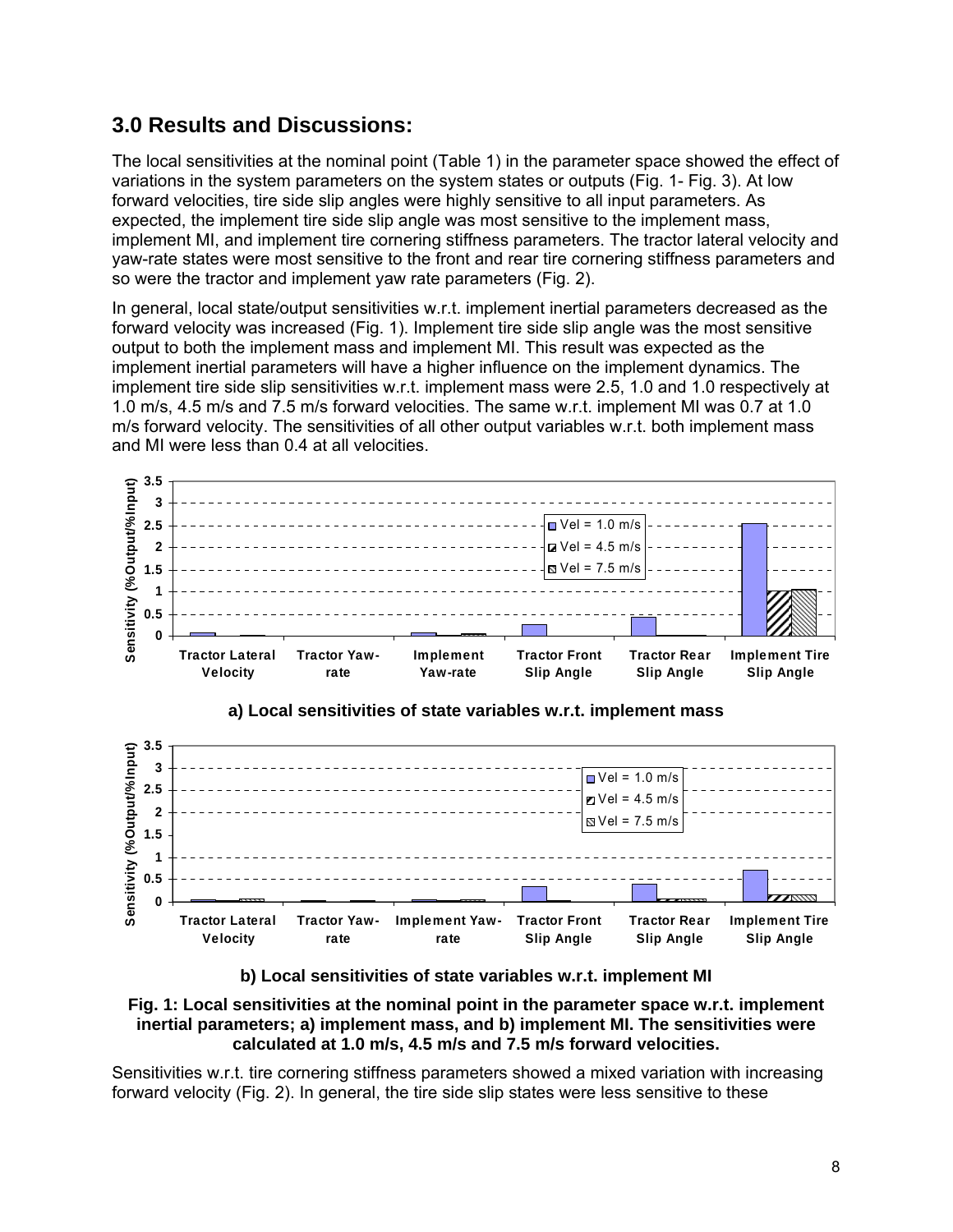## 3.0 Results and Discussions:

The local sensitivities at the nominal point (Table 1) in the parameter space showed the effect of variations in the system parameters on the system states or outputs (Fig. 1- Fig. 3). At low forward velocities, tire side slip angles were highly sensitive to all input parameters. As expected, the implement tire side slip angle was most sensitive to the implement mass, implement MI, and implement tire cornering stiffness parameters. The tractor lateral velocity and yaw-rate states were most sensitive to the front and rear tire cornering stiffness parameters and so were the tractor and implement yaw rate parameters (Fig. 2).

In general, local state/output sensitivities w.r.t. implement inertial parameters decreased as the forward velocity was increased (Fig. 1). Implement tire side slip angle was the most sensitive output to both the implement mass and implement MI. This result was expected as the implement inertial parameters will have a higher influence on the implement dynamics. The implement tire side slip sensitivities w.r.t. implement mass were 2.5, 1.0 and 1.0 respectively at 1.0 m/s, 4.5 m/s and 7.5 m/s forward velocities. The same w.r.t. implement MI was 0.7 at 1.0 m/s forward velocity. The sensitivities of all other output variables w.r.t. both implement mass and MI were less than 0.4 at all velocities.

**a) Local sensitivities of state variables w.r.t. implement mass**

**b) Local sensitivities of state variables w.r.t. implement MI**

**Fig. 1: Local sensitivities at the nominal point in the parameter space w.r.t. implement inertial parameters; a) implement mass, and b) implement MI. The sensitivities were calculated at 1.0 m/s, 4.5 m/s and 7.5 m/s forward velocities.**

Sensitivities w.r.t. tire cornering stiffness parameters showed a mixed variation with increasing forward velocity (Fig. 2). In general, the tire side slip states were less sensitive to these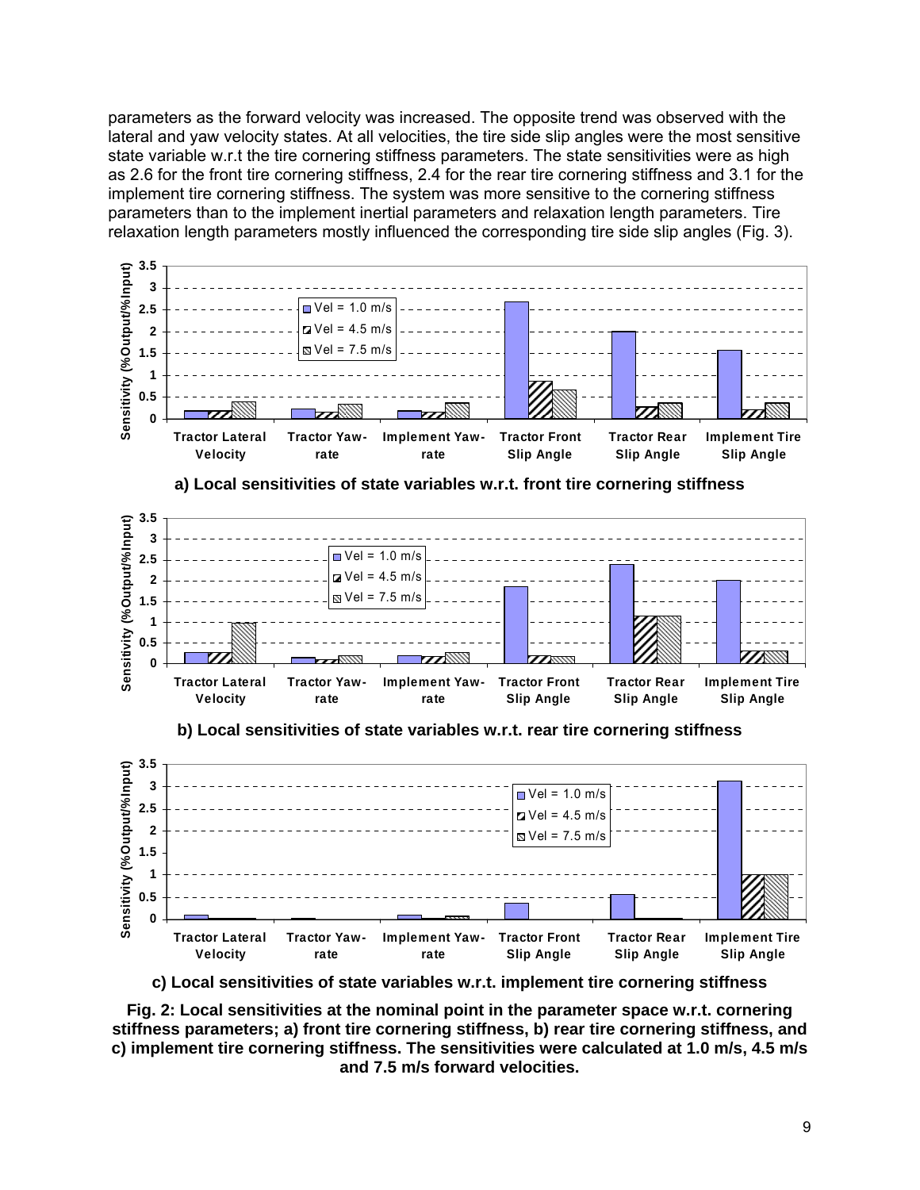parameters as the forward velocity was increased. The opposite trend was observed with the lateral and yaw velocity states. At all velocities, the tire side slip angles were the most sensitive state variable w.r.t the tire cornering stiffness parameters. The state sensitivities were as high as 2.6 for the front tire cornering stiffness, 2.4 for the rear tire cornering stiffness and 3.1 for the implement tire cornering stiffness. The system was more sensitive to the cornering stiffness parameters than to the implement inertial parameters and relaxation length parameters. Tire relaxation length parameters mostly influenced the corresponding tire side slip angles (Fig. 3).

**a) Local sensitivities of state variables w.r.t. front tire cornering stiffness**

**b) Local sensitivities of state variables w.r.t. rear tire cornering stiffness**

**c) Local sensitivities of state variables w.r.t. implement tire cornering stiffness**

**Fig. 2: Local sensitivities at the nominal point in the parameter space w.r.t. cornering stiffness parameters; a) front tire cornering stiffness, b) rear tire cornering stiffness, and c) implement tire cornering stiffness. The sensitivities were calculated at 1.0 m/s, 4.5 m/s and 7.5 m/s forward velocities.**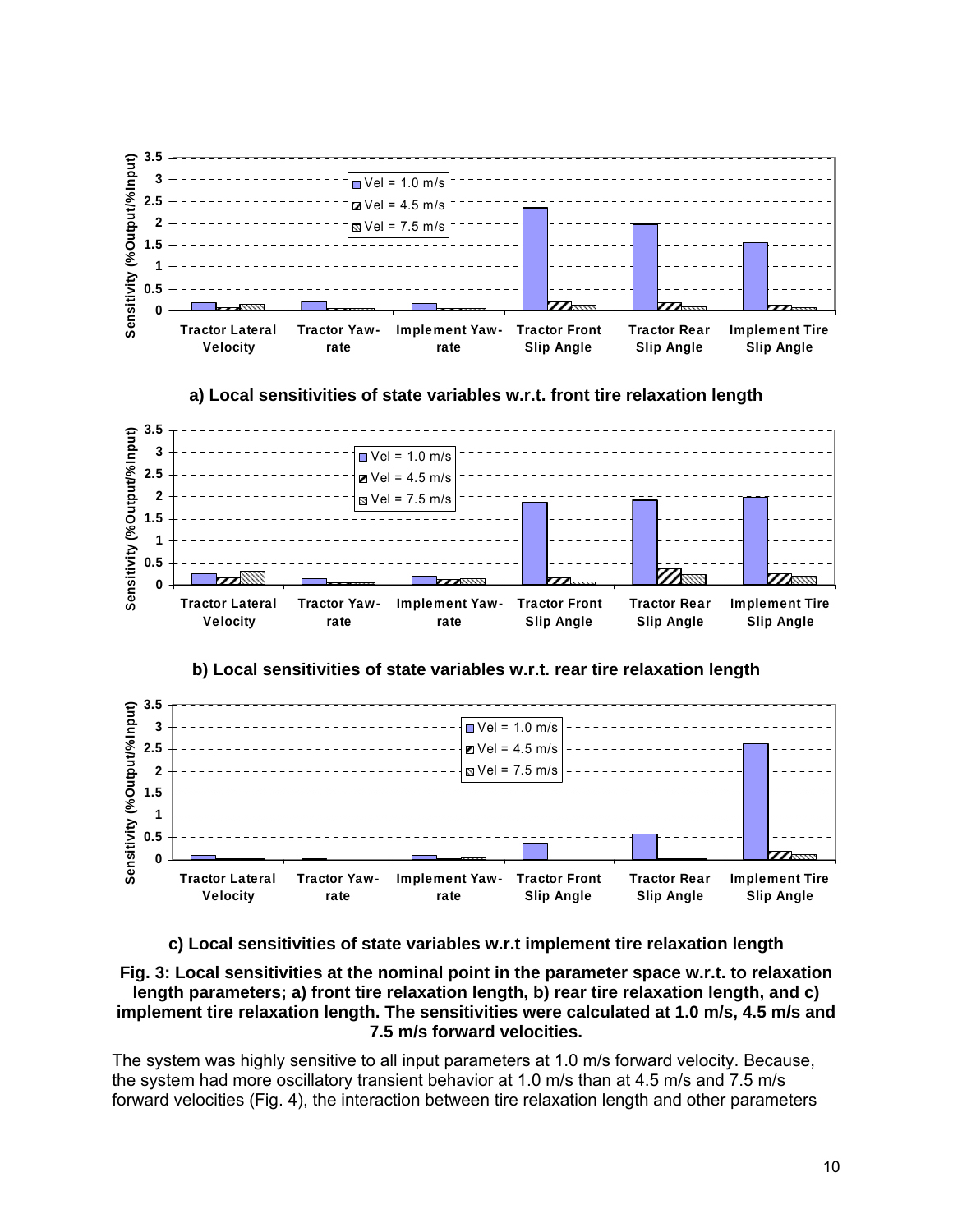a) Local sensitivities of state variables w.r.t. front tire relaxation length

b) Local sensitivities of state variables w.r.t. rear tire relaxation length

c) Local sensitivities of state variables w.r.t implement tire relaxation length

**Fig. 3: Local sensitivities at the nominal point in the parameter space w.r.t. to relaxation length parameters; a) front tire relaxation length, b) rear tire relaxation length, and c) implement tire relaxation length. The sensitivities were calculated at 1.0 m/s, 4.5 m/s and 7.5 m/s forward velocities.**

The system was highly sensitive to all input parameters at 1.0 m/s forward velocity. Because, the system had more oscillatory transient behavior at 1.0 m/s than at 4.5 m/s and 7.5 m/s forward velocities (Fig. 4), the interaction between tire relaxation length and other parameters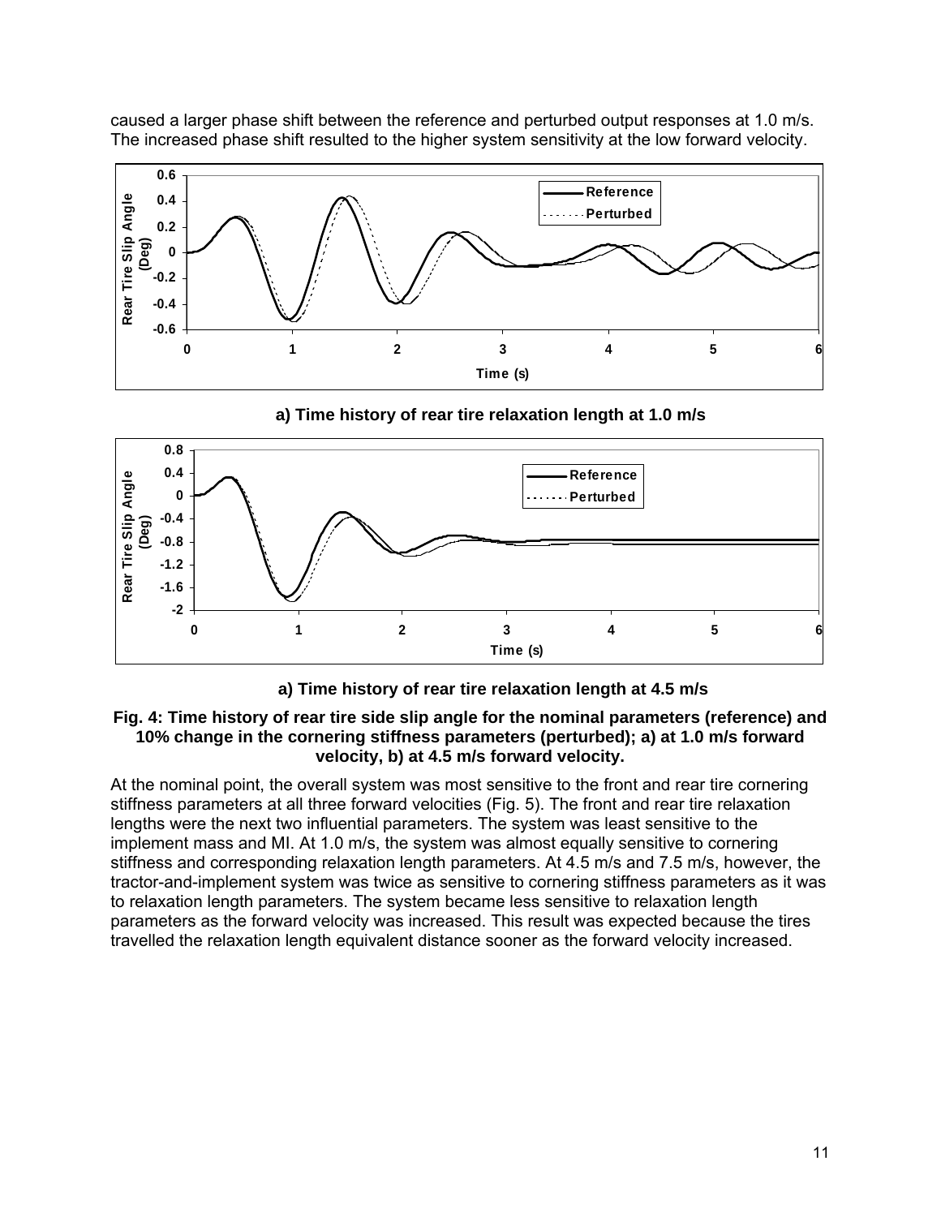caused a larger phase shift between the reference and perturbed output responses at 1.0 m/s. The increased phase shift resulted to the higher system sensitivity at the low forward velocity.

**a) Time history of rear tire relaxation length at 1.0 m/s**

**a) Time history of rear tire relaxation length at 4.5 m/s**

**Fig. 4: Time history of rear tire side slip angle for the nominal parameters (reference) and 10% change in the cornering stiffness parameters (perturbed); a) at 1.0 m/s forward velocity, b) at 4.5 m/s forward velocity.**

At the nominal point, the overall system was most sensitive to the front and rear tire cornering stiffness parameters at all three forward velocities (Fig. 5). The front and rear tire relaxation lengths were the next two influential parameters. The system was least sensitive to the implement mass and MI. At 1.0 m/s, the system was almost equally sensitive to cornering stiffness and corresponding relaxation length parameters. At 4.5 m/s and 7.5 m/s, however, the tractor-and-implement system was twice as sensitive to cornering stiffness parameters as it was to relaxation length parameters. The system became less sensitive to relaxation length parameters as the forward velocity was increased. This result was expected because the tires travelled the relaxation length equivalent distance sooner as the forward velocity increased.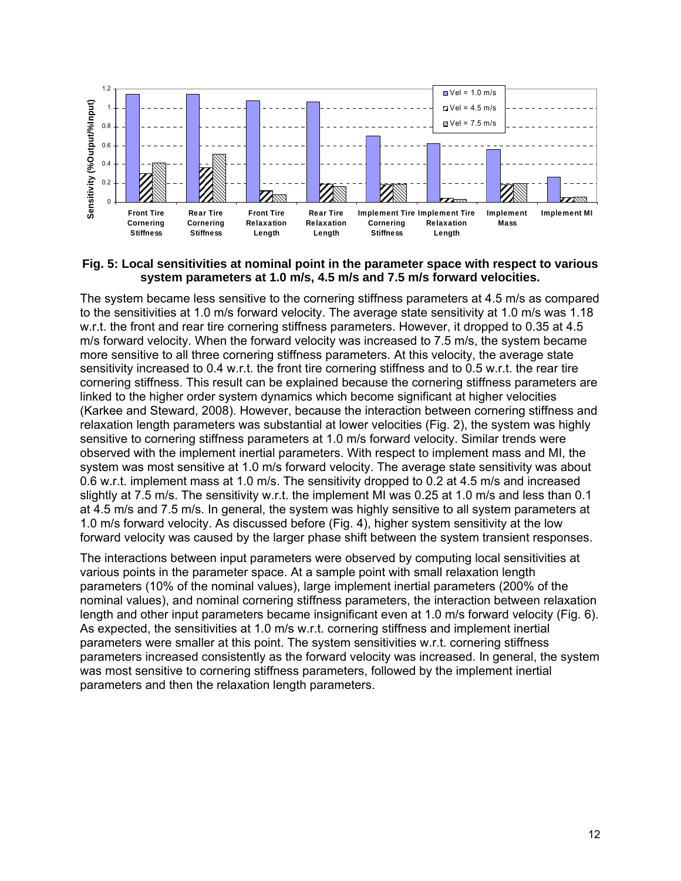**Fig. 5: Local sensitivities at nominal point in the parameter space with respect to various system parameters at 1.0 m/s, 4.5 m/s and 7.5 m/s forward velocities.**

The system became less sensitive to the cornering stiffness parameters at 4.5 m/s as compared to the sensitivities at 1.0 m/s forward velocity. The average state sensitivity at 1.0 m/s was 1.18 w.r.t. the front and rear tire cornering stiffness parameters. However, it dropped to 0.35 at 4.5 m/s forward velocity. When the forward velocity was increased to 7.5 m/s, the system became more sensitive to all three cornering stiffness parameters. At this velocity, the average state sensitivity increased to 0.4 w.r.t. the front tire cornering stiffness and to 0.5 w.r.t. the rear tire cornering stiffness. This result can be explained because the cornering stiffness parameters are linked to the higher order system dynamics which become significant at higher velocities (Karkee and Steward, 2008). However, because the interaction between cornering stiffness and relaxation length parameters was substantial at lower velocities (Fig. 2), the system was highly sensitive to cornering stiffness parameters at 1.0 m/s forward velocity. Similar trends were observed with the implement inertial parameters. With respect to implement mass and MI, the system was most sensitive at 1.0 m/s forward velocity. The average state sensitivity was about 0.6 w.r.t. implement mass at 1.0 m/s. The sensitivity dropped to 0.2 at 4.5 m/s and increased slightly at 7.5 m/s. The sensitivity w.r.t. the implement MI was 0.25 at 1.0 m/s and less than 0.1 at 4.5 m/s and 7.5 m/s. In general, the system was highly sensitive to all system parameters at 1.0 m/s forward velocity. As discussed before (Fig. 4), higher system sensitivity at the low forward velocity was caused by the larger phase shift between the system transient responses.

The interactions between input parameters were observed by computing local sensitivities at various points in the parameter space. At a sample point with small relaxation length parameters (10% of the nominal values), large implement inertial parameters (200% of the nominal values), and nominal cornering stiffness parameters, the interaction between relaxation length and other input parameters became insignificant even at 1.0 m/s forward velocity (Fig. 6). As expected, the sensitivities at 1.0 m/s w.r.t. cornering stiffness and implement inertial parameters were smaller at this point. The system sensitivities w.r.t. cornering stiffness parameters increased consistently as the forward velocity was increased. In general, the system was most sensitive to cornering stiffness parameters, followed by the implement inertial parameters and then the relaxation length parameters.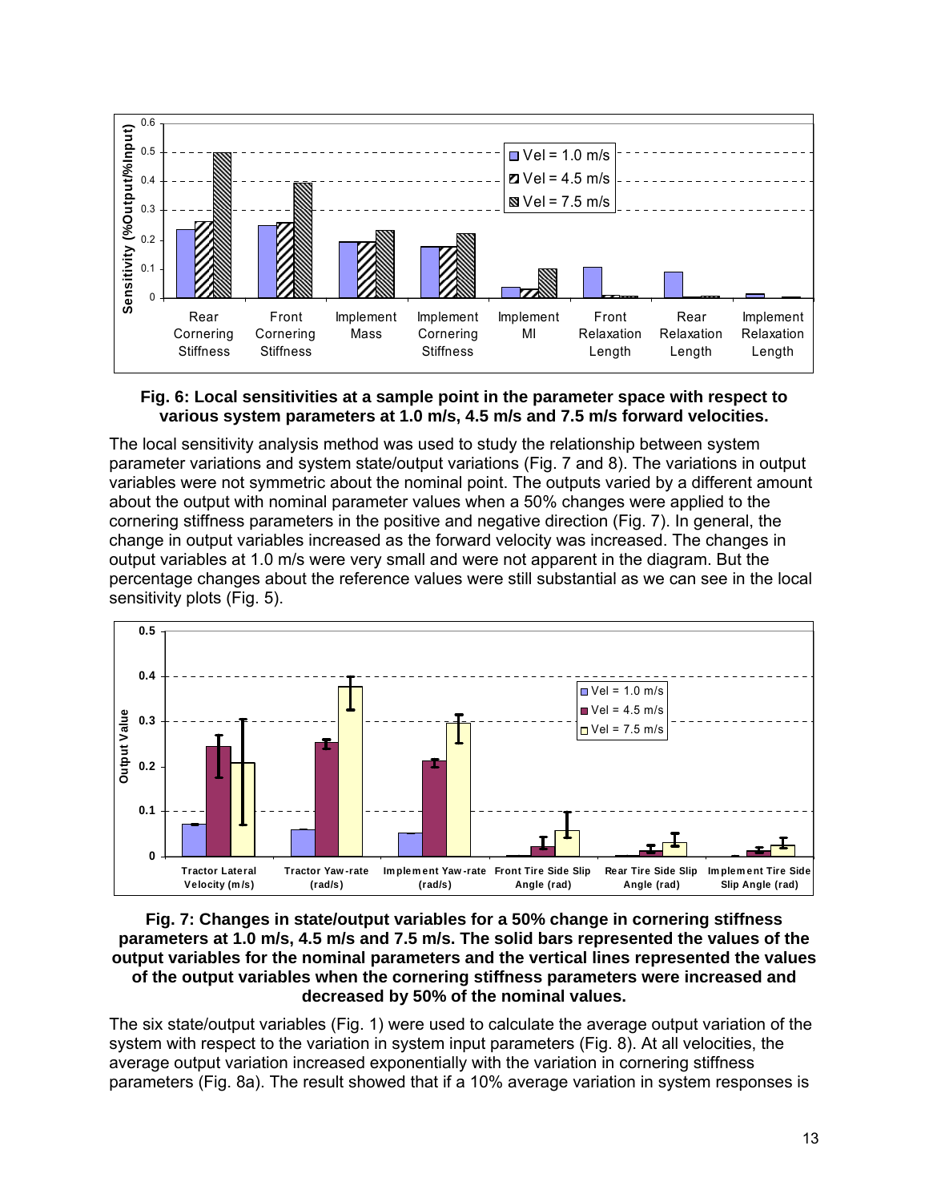**Fig. 6: Local sensitivities at a sample point in the parameter space with respect to various system parameters at 1.0 m/s, 4.5 m/s and 7.5 m/s forward velocities.**

The local sensitivity analysis method was used to study the relationship between system parameter variations and system state/output variations (Fig. 7 and 8). The variations in output variables were not symmetric about the nominal point. The outputs varied by a different amount about the output with nominal parameter values when a 50% changes were applied to the cornering stiffness parameters in the positive and negative direction (Fig. 7). In general, the change in output variables increased as the forward velocity was increased. The changes in output variables at 1.0 m/s were very small and were not apparent in the diagram. But the percentage changes about the reference values were still substantial as we can see in the local sensitivity plots (Fig. 5).

**Fig. 7: Changes in state/output variables for a 50% change in cornering stiffness parameters at 1.0 m/s, 4.5 m/s and 7.5 m/s. The solid bars represented the values of the output variables for the nominal parameters and the vertical lines represented the values of the output variables when the cornering stiffness parameters were increased and decreased by 50% of the nominal values.**

The six state/output variables (Fig. 1) were used to calculate the average output variation of the system with respect to the variation in system input parameters (Fig. 8). At all velocities, the average output variation increased exponentially with the variation in cornering stiffness parameters (Fig. 8a). The result showed that if a 10% average variation in system responses is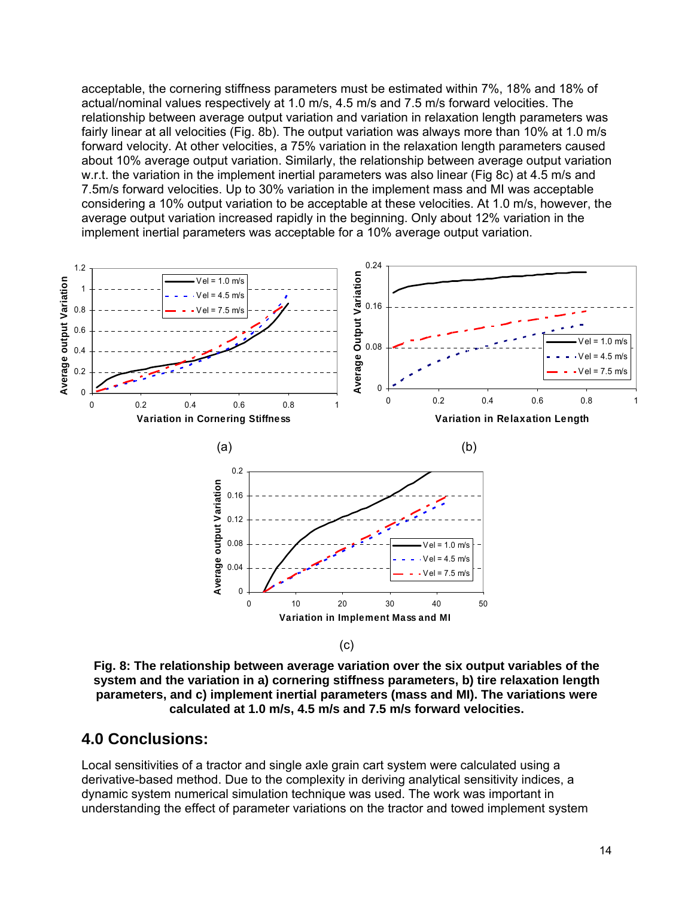acceptable, the cornering stiffness parameters must be estimated within 7%, 18% and 18% of actual/nominal values respectively at 1.0 m/s, 4.5 m/s and 7.5 m/s forward velocities. The relationship between average output variation and variation in relaxation length parameters was fairly linear at all velocities (Fig. 8b). The output variation was always more than 10% at 1.0 m/s forward velocity. At other velocities, a 75% variation in the relaxation length parameters caused about 10% average output variation. Similarly, the relationship between average output variation w.r.t. the variation in the implement inertial parameters was also linear (Fig 8c) at 4.5 m/s and 7.5m/s forward velocities. Up to 30% variation in the implement mass and MI was acceptable considering a 10% output variation to be acceptable at these velocities. At 1.0 m/s, however, the average output variation increased rapidly in the beginning. Only about 12% variation in the implement inertial parameters was acceptable for a 10% average output variation.

**Fig. 8: The relationship between average variation over the six output variables of the system and the variation in a) cornering stiffness parameters, b) tire relaxation length parameters, and c) implement inertial parameters (mass and MI). The variations were calculated at 1.0 m/s, 4.5 m/s and 7.5 m/s forward velocities.**

## 4.0 Conclusions:

Local sensitivities of a tractor and single axle grain cart system were calculated using a derivative-based method. Due to the complexity in deriving analytical sensitivity indices, a dynamic system numerical simulation technique was used. The work was important in understanding the effect of parameter variations on the tractor and towed implement system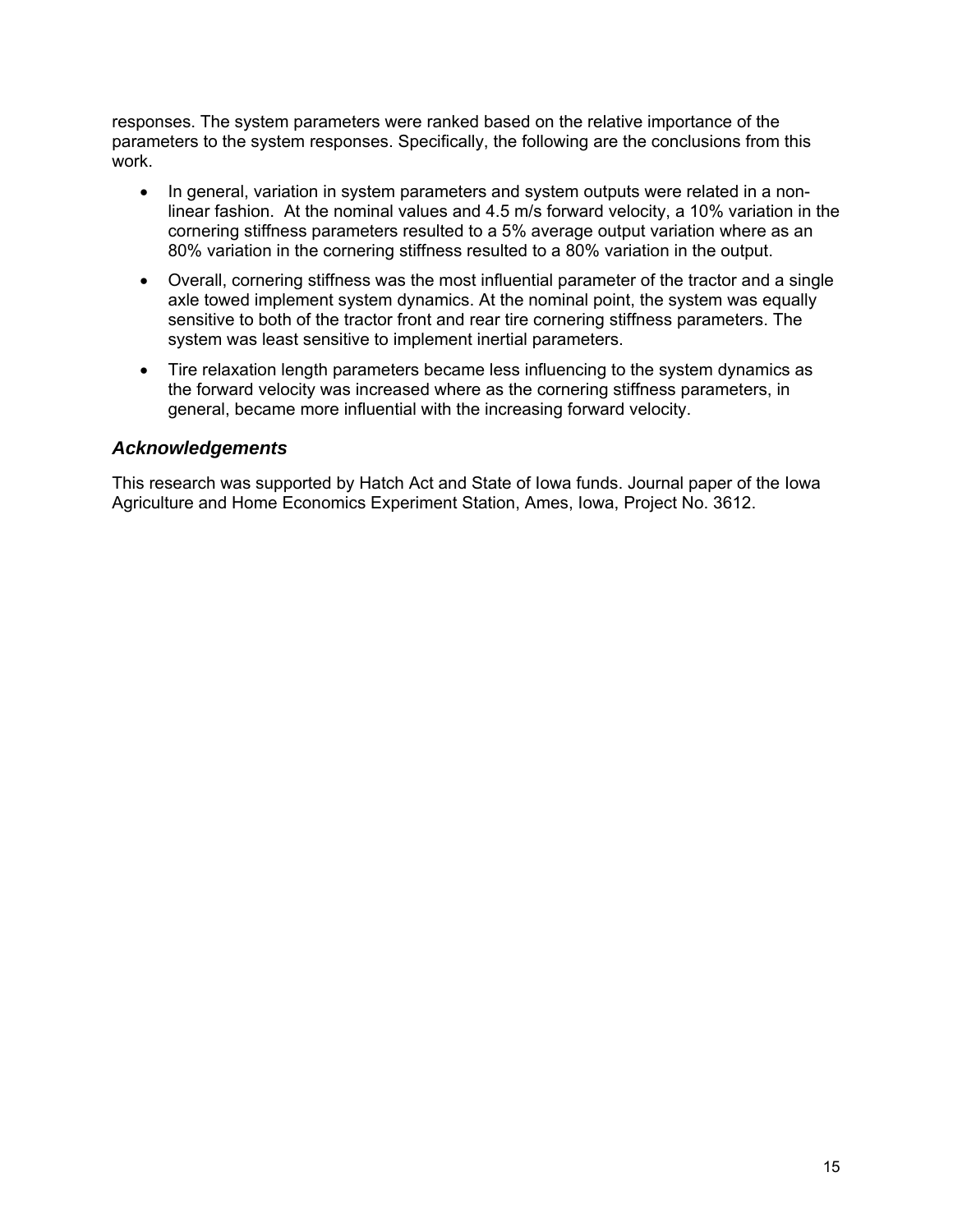responses. The system parameters were ranked based on the relative importance of the parameters to the system responses. Specifically, the following are the conclusions from this work.

- In general, variation in system parameters and system outputs were related in a non-linear fashion. At the nominal values and 4.5 m/s forward velocity, a 10% variation in the cornering stiffness parameters resulted to a 5% average output variation where as an 80% variation in the cornering stiffness resulted to a 80% variation in the output.
- Overall, cornering stiffness was the most influential parameter of the tractor and a single axle towed implement system dynamics. At the nominal point, the system was equally sensitive to both of the tractor front and rear tire cornering stiffness parameters. The system was least sensitive to implement inertial parameters.
- Tire relaxation length parameters became less influencing to the system dynamics as the forward velocity was increased where as the cornering stiffness parameters, in general, became more influential with the increasing forward velocity.

## *Acknowledgements*

This research was supported by Hatch Act and State of Iowa funds. Journal paper of the Iowa Agriculture and Home Economics Experiment Station, Ames, Iowa, Project No. 3612.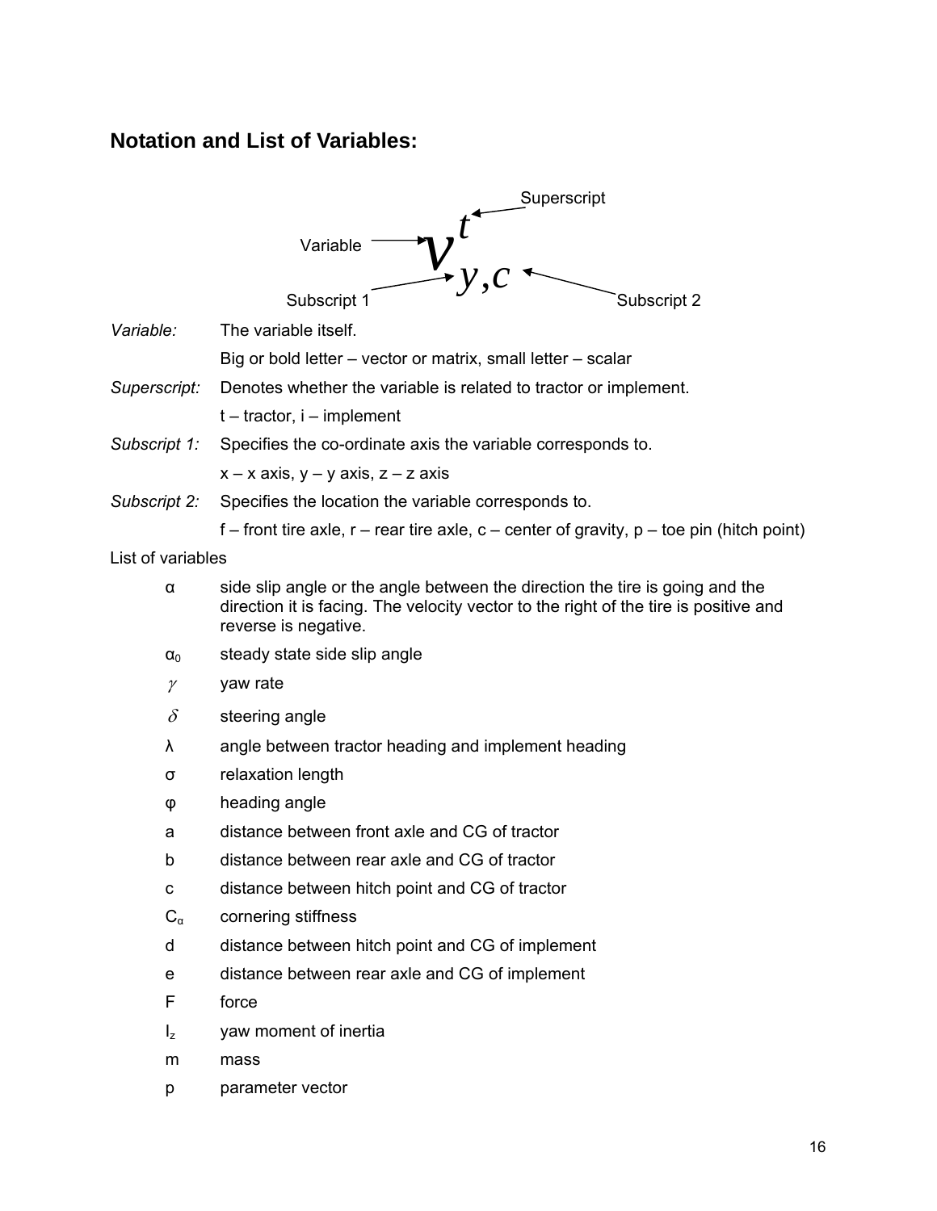## Notation and List of Variables:

$$v^{t}_{y,c}$$

(Variable: $v$; Superscript: $t$; Subscript 1: $y$; Subscript 2: $c$)

*Variable:* The variable itself.

Big or bold letter – vector or matrix, small letter – scalar

*Superscript:* Denotes whether the variable is related to tractor or implement.

t – tractor, i – implement

*Subscript 1:* Specifies the co-ordinate axis the variable corresponds to.

x – x axis, y – y axis, z – z axis

*Subscript 2:* Specifies the location the variable corresponds to.

f – front tire axle, r – rear tire axle, c – center of gravity, p – toe pin (hitch point)

List of variables

| Symbol | Description |
|---|---|
| $\alpha$ | side slip angle or the angle between the direction the tire is going and the direction it is facing. The velocity vector to the right of the tire is positive and reverse is negative. |
| $\alpha_0$ | steady state side slip angle |
| $\gamma$ | yaw rate |
| $\delta$ | steering angle |
| $\lambda$ | angle between tractor heading and implement heading |
| $\sigma$ | relaxation length |
| $\varphi$ | heading angle |
| a | distance between front axle and CG of tractor |
| b | distance between rear axle and CG of tractor |
| c | distance between hitch point and CG of tractor |
| $C_\alpha$ | cornering stiffness |
| d | distance between hitch point and CG of implement |
| e | distance between rear axle and CG of implement |
| F | force |
| $I_z$ | yaw moment of inertia |
| m | mass |
| p | parameter vector |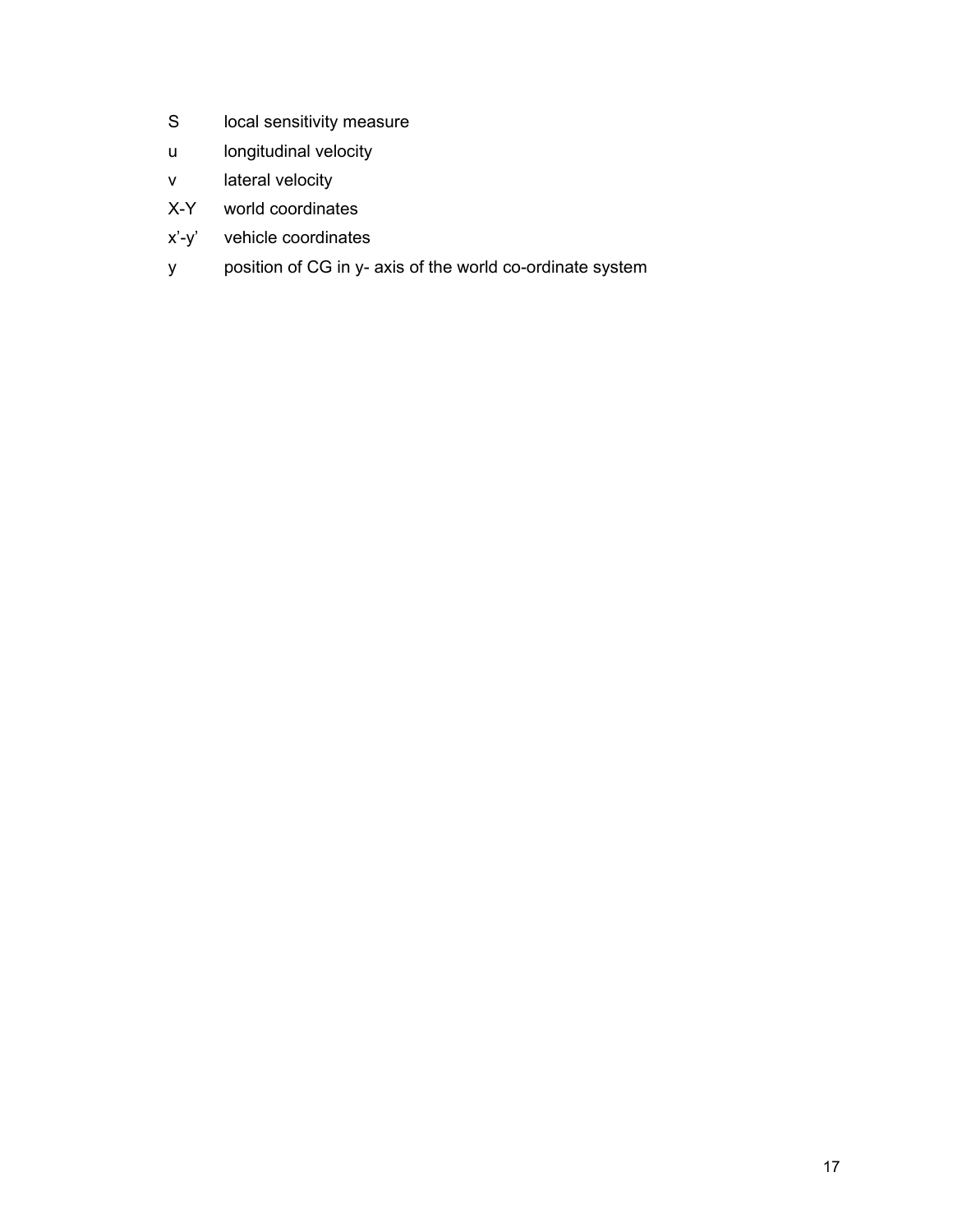| | |
|---|---|
| $S$ | local sensitivity measure |
| $u$ | longitudinal velocity |
| $v$ | lateral velocity |
| $X$-$Y$ | world coordinates |
| $x'$-$y'$ | vehicle coordinates |
| $y$ | position of CG in y- axis of the world co-ordinate system |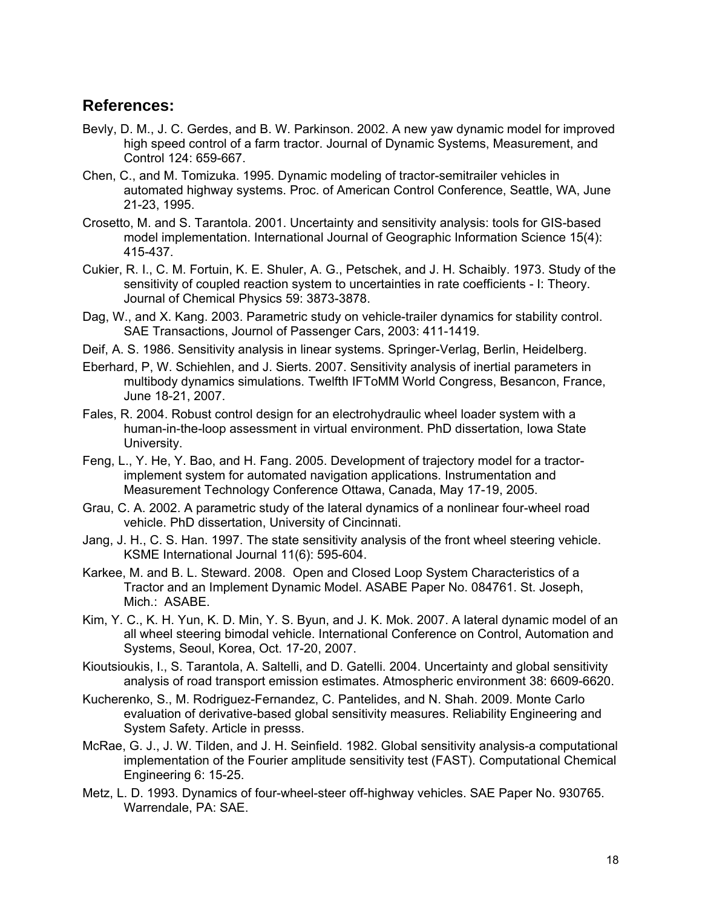## References:

Bevly, D. M., J. C. Gerdes, and B. W. Parkinson. 2002. A new yaw dynamic model for improved high speed control of a farm tractor. Journal of Dynamic Systems, Measurement, and Control 124: 659-667.

Chen, C., and M. Tomizuka. 1995. Dynamic modeling of tractor-semitrailer vehicles in automated highway systems. Proc. of American Control Conference, Seattle, WA, June 21-23, 1995.

Crosetto, M. and S. Tarantola. 2001. Uncertainty and sensitivity analysis: tools for GIS-based model implementation. International Journal of Geographic Information Science 15(4): 415-437.

Cukier, R. I., C. M. Fortuin, K. E. Shuler, A. G., Petschek, and J. H. Schaibly. 1973. Study of the sensitivity of coupled reaction system to uncertainties in rate coefficients - I: Theory. Journal of Chemical Physics 59: 3873-3878.

Dag, W., and X. Kang. 2003. Parametric study on vehicle-trailer dynamics for stability control. SAE Transactions, Journol of Passenger Cars, 2003: 411-1419.

Deif, A. S. 1986. Sensitivity analysis in linear systems. Springer-Verlag, Berlin, Heidelberg.

Eberhard, P, W. Schiehlen, and J. Sierts. 2007. Sensitivity analysis of inertial parameters in multibody dynamics simulations. Twelfth IFToMM World Congress, Besancon, France, June 18-21, 2007.

Fales, R. 2004. Robust control design for an electrohydraulic wheel loader system with a human-in-the-loop assessment in virtual environment. PhD dissertation, Iowa State University.

Feng, L., Y. He, Y. Bao, and H. Fang. 2005. Development of trajectory model for a tractor-implement system for automated navigation applications. Instrumentation and Measurement Technology Conference Ottawa, Canada, May 17-19, 2005.

Grau, C. A. 2002. A parametric study of the lateral dynamics of a nonlinear four-wheel road vehicle. PhD dissertation, University of Cincinnati.

Jang, J. H., C. S. Han. 1997. The state sensitivity analysis of the front wheel steering vehicle. KSME International Journal 11(6): 595-604.

Karkee, M. and B. L. Steward. 2008. Open and Closed Loop System Characteristics of a Tractor and an Implement Dynamic Model. ASABE Paper No. 084761. St. Joseph, Mich.: ASABE.

Kim, Y. C., K. H. Yun, K. D. Min, Y. S. Byun, and J. K. Mok. 2007. A lateral dynamic model of an all wheel steering bimodal vehicle. International Conference on Control, Automation and Systems, Seoul, Korea, Oct. 17-20, 2007.

Kioutsioukis, I., S. Tarantola, A. Saltelli, and D. Gatelli. 2004. Uncertainty and global sensitivity analysis of road transport emission estimates. Atmospheric environment 38: 6609-6620.

Kucherenko, S., M. Rodriguez-Fernandez, C. Pantelides, and N. Shah. 2009. Monte Carlo evaluation of derivative-based global sensitivity measures. Reliability Engineering and System Safety. Article in presss.

McRae, G. J., J. W. Tilden, and J. H. Seinfield. 1982. Global sensitivity analysis-a computational implementation of the Fourier amplitude sensitivity test (FAST). Computational Chemical Engineering 6: 15-25.

Metz, L. D. 1993. Dynamics of four-wheel-steer off-highway vehicles. SAE Paper No. 930765. Warrendale, PA: SAE.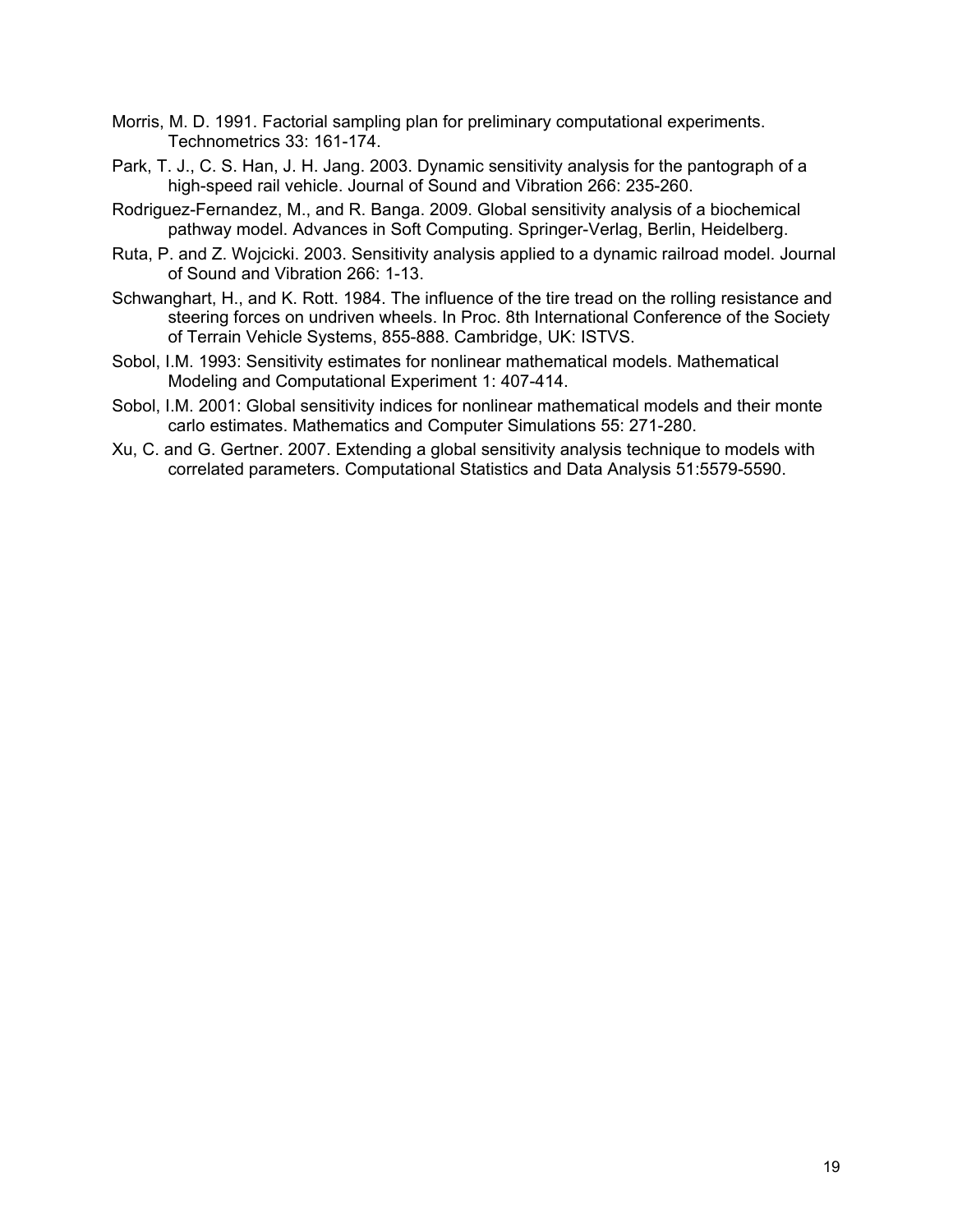Morris, M. D. 1991. Factorial sampling plan for preliminary computational experiments. Technometrics 33: 161-174.

Park, T. J., C. S. Han, J. H. Jang. 2003. Dynamic sensitivity analysis for the pantograph of a high-speed rail vehicle. Journal of Sound and Vibration 266: 235-260.

Rodriguez-Fernandez, M., and R. Banga. 2009. Global sensitivity analysis of a biochemical pathway model. Advances in Soft Computing. Springer-Verlag, Berlin, Heidelberg.

Ruta, P. and Z. Wojcicki. 2003. Sensitivity analysis applied to a dynamic railroad model. Journal of Sound and Vibration 266: 1-13.

Schwanghart, H., and K. Rott. 1984. The influence of the tire tread on the rolling resistance and steering forces on undriven wheels. In Proc. 8th International Conference of the Society of Terrain Vehicle Systems, 855-888. Cambridge, UK: ISTVS.

Sobol, I.M. 1993: Sensitivity estimates for nonlinear mathematical models. Mathematical Modeling and Computational Experiment 1: 407-414.

Sobol, I.M. 2001: Global sensitivity indices for nonlinear mathematical models and their monte carlo estimates. Mathematics and Computer Simulations 55: 271-280.

Xu, C. and G. Gertner. 2007. Extending a global sensitivity analysis technique to models with correlated parameters. Computational Statistics and Data Analysis 51:5579-5590.